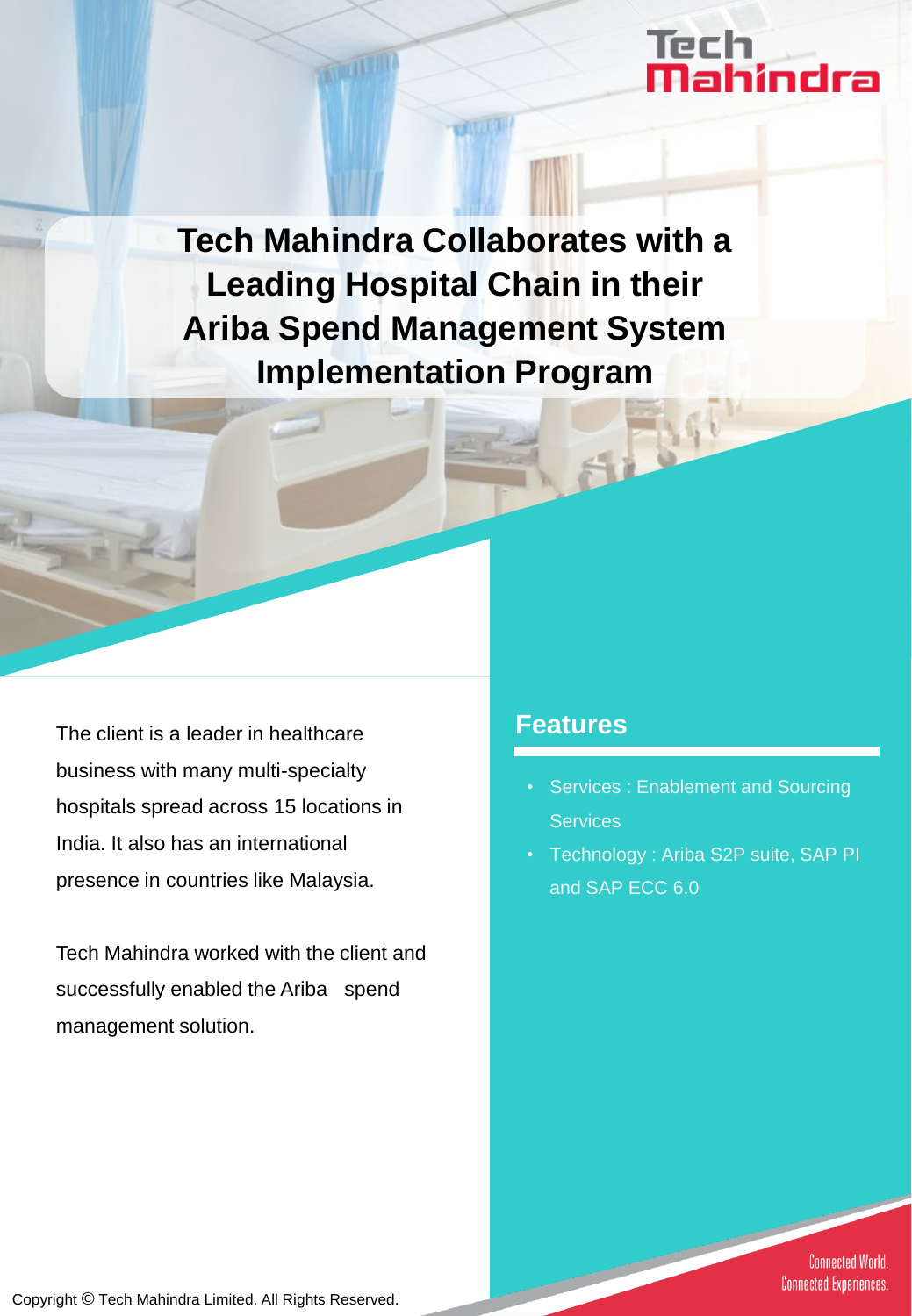# Tech Mahindra Collaborates with a Leading Hospital Chain in their Ariba Spend Management System Implementation Program

The client is a leader in healthcare business with many multi-specialty hospitals spread across 15 locations in India. It also has an international presence in countries like Malaysia.

Tech Mahindra worked with the client and successfully enabled the Ariba spend management solution.

## Features

- Services : Enablement and Sourcing Services
- Technology : Ariba S2P suite, SAP PI and SAP ECC 6.0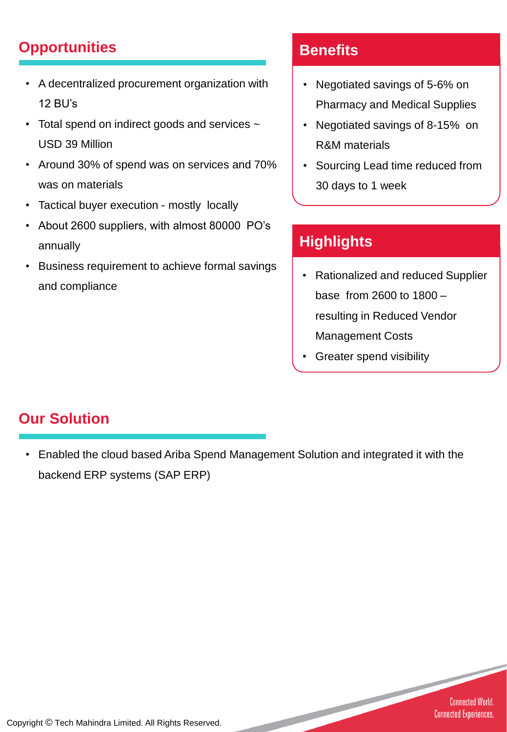## Opportunities

- A decentralized procurement organization with 12 BU's
- Total spend on indirect goods and services ~ USD 39 Million
- Around 30% of spend was on services and 70% was on materials
- Tactical buyer execution - mostly locally
- About 2600 suppliers, with almost 80000 PO's annually
- Business requirement to achieve formal savings and compliance

## Benefits

- Negotiated savings of 5-6% on Pharmacy and Medical Supplies
- Negotiated savings of 8-15% on R&M materials
- Sourcing Lead time reduced from 30 days to 1 week

## Highlights

- Rationalized and reduced Supplier base from 2600 to 1800 – resulting in Reduced Vendor Management Costs
- Greater spend visibility

## Our Solution

- Enabled the cloud based Ariba Spend Management Solution and integrated it with the backend ERP systems (SAP ERP)

Connected World. Connected Experiences.

Copyright © Tech Mahindra Limited. All Rights Reserved.